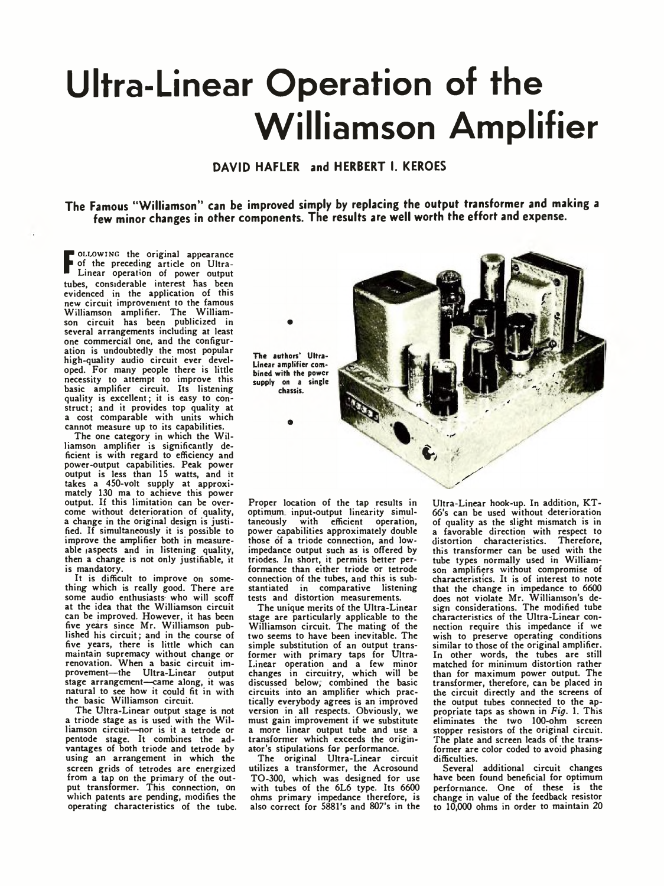# Ultra-Linear Operation of the Williamson Amplifier

**DAVID HAFLER and HERBERT I. KEROES**

**The Famous "Williamson" can be improved simply by replacing the output transformer and making a few minor changes in other components. The results are well worth the effort and expense.**

FOLLOWING the original appearance of the preceding article on Ultra-Linear operation of power output tubes, considerable interest has been evidenced in the application of this new circuit improvement to the famous Williamson amplifier. The Williamson circuit has been publicized in several arrangements including at least one commercial one, and the configuration is undoubtedly the most popular high-quality audio circuit ever developed. For many people there is little necessity to attempt to improve this basic amplifier circuit. Its listening quality is excellent; it is easy to construct; and it provides top quality at a cost comparable with units which cannot measure up to its capabilities.

The one category in which the Williamson amplifier is significantly deficient is with regard to efficiency and power-output capabilities. Peak power output is less than 15 watts, and it takes a 450-volt supply at approximately 130 ma to achieve this power output. If this limitation can be overcome without deterioration of quality, a change in the original design is justified. If simultaneously it is possible to improve the amplifier both in measureable aspects and in listening quality, then a change is not only justifiable, it is mandatory.

It is difficult to improve on something which is really good. There are some audio enthusiasts who will scoff at the idea that the Williamson circuit can be improved. However, it has been five years since Mr. Williamson published his circuit; and in the course of five years, there is little which can maintain supremacy without change or renovation. When a basic circuit improvement—the Ultra-Linear output stage arrangement—came along, it was natural to see how it could fit in with the basic Williamson circuit.

The Ultra-Linear output stage is not a triode stage as is used with the Williamson circuit—nor is it a tetrode or pentode stage. It combines the advantages of both triode and tetrode by using an arrangement in which the screen grids of tetrodes are energized from a tap on the primary of the output transformer. This connection, on which patents are pending, modifies the operating characteristics of the tube.

The authors' Ultra-Linear amplifier combined with the power supply on a single chassis.

Proper location of the tap results in optimum input-output linearity simultaneously with efficient operation, power capabilities approximately double those of a triode connection, and low-impedance output such as is offered by triodes. In short, it permits better performance than either triode or tetrode connection of the tubes, and this is substantiated in comparative listening tests and distortion measurements.

The unique merits of the Ultra-Linear stage are particularly applicable to the Williamson circuit. The mating of the two seems to have been inevitable. The simple substitution of an output transformer with primary taps for Ultra-Linear operation and a few minor changes in circuitry, which will be discussed below, combined the basic circuits into an amplifier which practically everybody agrees is an improved version in all respects. Obviously, we must gain improvement if we substitute a more linear output tube and use a transformer which exceeds the originator's stipulations for performance.

The original Ultra-Linear circuit utilizes a transformer, the Acrosound TO-300, which was designed for use with tubes of the 6L6 type. Its 6600 ohms primary impedance therefore, is also correct for 5881's and 807's in the Ultra-Linear hook-up. In addition, KT-66's can be used without deterioration of quality as the slight mismatch is in a favorable direction with respect to distortion characteristics. Therefore, this transformer can be used with the tube types normally used in Williamson amplifiers without compromise of characteristics. It is of interest to note that the change in impedance to 6600 does not violate Mr. Williamson's design considerations. The modified tube characteristics of the Ultra-Linear connection require this impedance if we wish to preserve operating conditions similar to those of the original amplifier. In other words, the tubes are still matched for minimum distortion rather than for maximum power output. The transformer, therefore, can be placed in the circuit directly and the screens of the output tubes connected to the appropriate taps as shown in *Fig.* 1. This eliminates the two 100-ohm screen stopper resistors of the original circuit. The plate and screen leads of the transformer are color coded to avoid phasing difficulties.

Several additional circuit changes have been found beneficial for optimum performance. One of these is the change in value of the feedback resistor to 10,000 ohms in order to maintain 20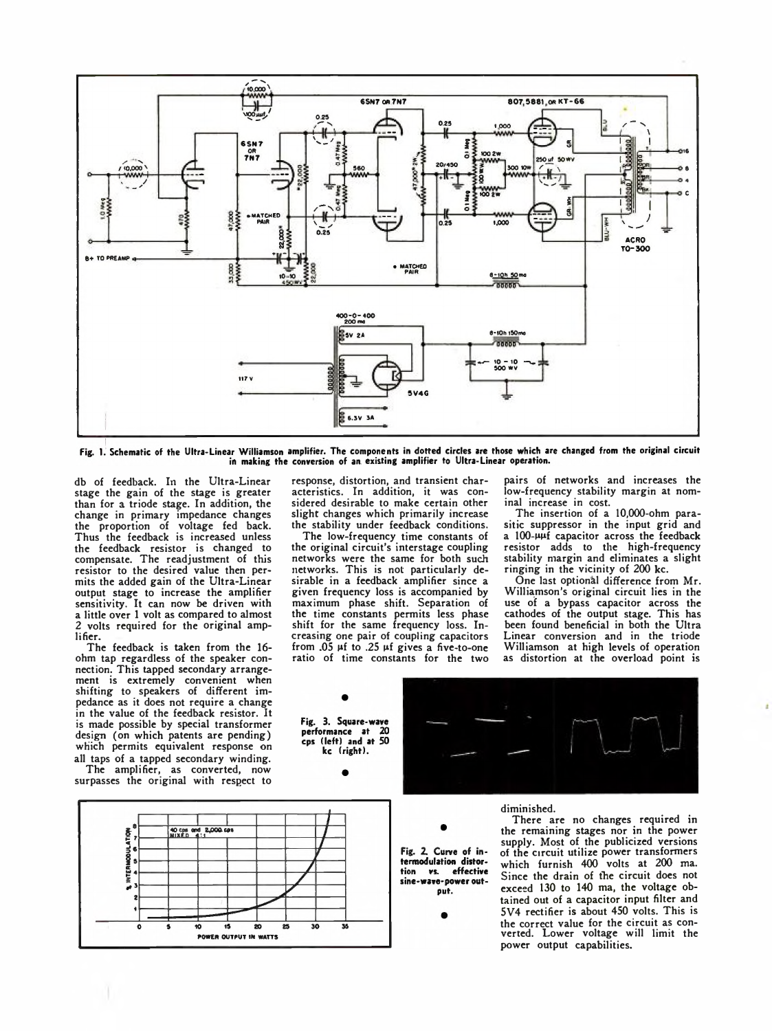Fig. 1. Schematic of the Ultra-Linear Williamson amplifier. The components in dotted circles are those which are changed from the original circuit in making the conversion of an existing amplifier to Ultra-Linear operation.

db of feedback. In the Ultra-Linear stage the gain of the stage is greater than for a triode stage. In addition, the change in primary impedance changes the proportion of voltage fed back. Thus the feedback is increased unless the feedback resistor is changed to compensate. The readjustment of this resistor to the desired value then permits the added gain of the Ultra-Linear output stage to increase the amplifier sensitivity. It can now be driven with a little over 1 volt as compared to almost 2 volts required for the original amplifier.

The feedback is taken from the 16-ohm tap regardless of the speaker connection. This tapped secondary arrangement is extremely convenient when shifting to speakers of different impedance as it does not require a change in the value of the feedback resistor. It is made possible by special transformer design (on which patents are pending) which permits equivalent response on all taps of a tapped secondary winding.

The amplifier, as converted, now surpasses the original with respect to response, distortion, and transient characteristics. In addition, it was considered desirable to make certain other slight changes which primarily increase the stability under feedback conditions.

The low-frequency time constants of the original circuit's interstage coupling networks were the same for both such networks. This is not particularly desirable in a feedback amplifier since a given frequency loss is accompanied by maximum phase shift. Separation of the time constants permits less phase shift for the same frequency loss. Increasing one pair of coupling capacitors from .05 μf to .25 μf gives a five-to-one ratio of time constants for the two pairs of networks and increases the low-frequency stability margin at nominal increase in cost.

The insertion of a 10,000-ohm parasitic suppressor in the input grid and a 100-μμf capacitor across the feedback resistor adds to the high-frequency stability margin and eliminates a slight ringing in the vicinity of 200 kc.

One last optional difference from Mr. Williamson's original circuit lies in the use of a bypass capacitor across the cathodes of the output stage. This has been found beneficial in both the Ultra Linear conversion and in the triode Williamson at high levels of operation as distortion at the overload point is diminished.

There are no changes required in the remaining stages nor in the power supply. Most of the publicized versions of the circuit utilize power transformers which furnish 400 volts at 200 ma. Since the drain of the circuit does not exceed 130 to 140 ma, the voltage obtained out of a capacitor input filter and 5V4 rectifier is about 450 volts. This is the correct value for the circuit as converted. Lower voltage will limit the power output capabilities.

Fig. 3. Square-wave performance at 20 cps (left) and at 50 kc (right).

Fig. 2. Curve of intermodulation distortion vs. effective sine-wave-power output.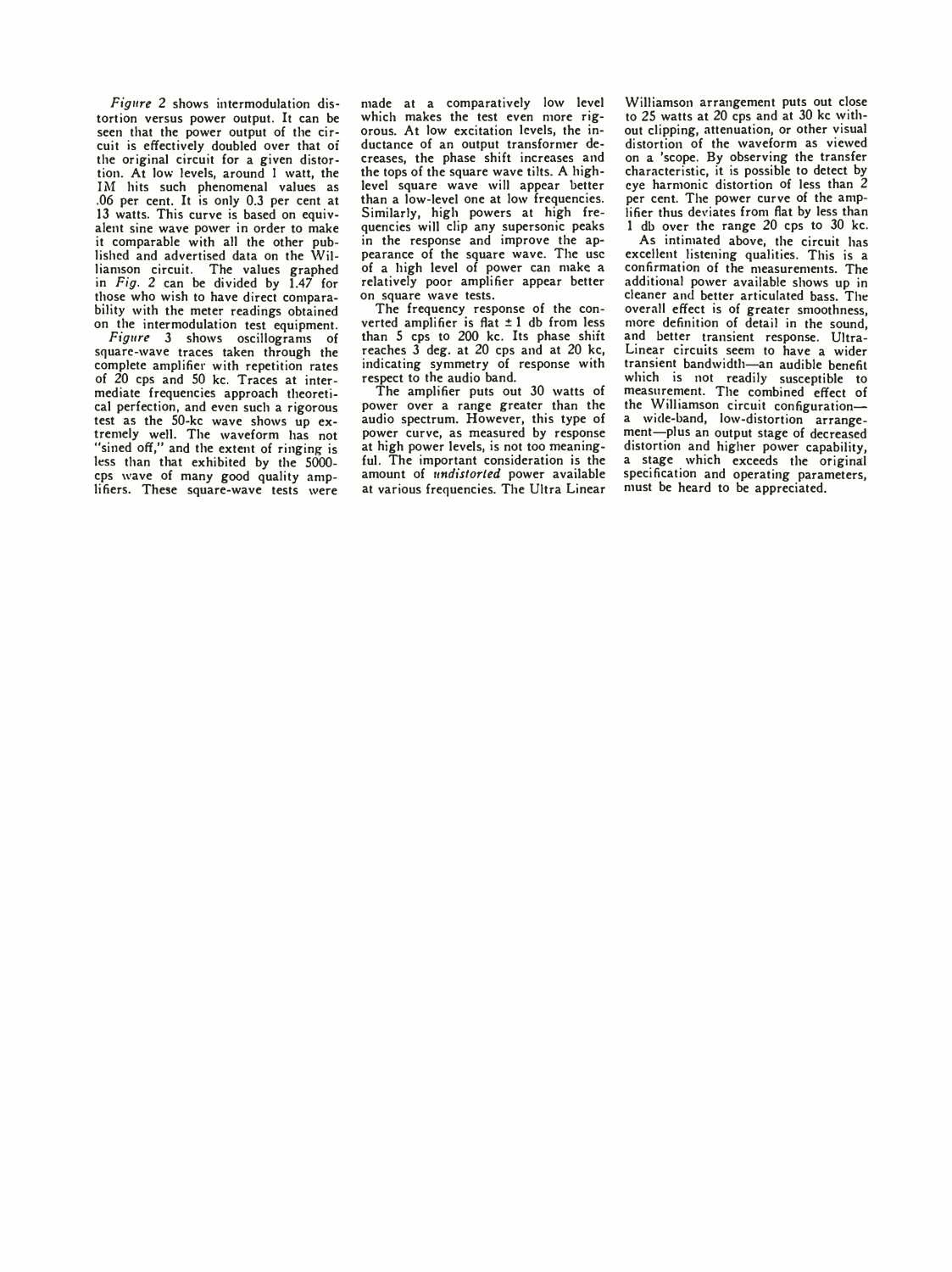*Figure 2* shows intermodulation distortion versus power output. It can be seen that the power output of the circuit is effectively doubled over that of the original circuit for a given distortion. At low levels, around 1 watt, the IM hits such phenomenal values as .06 per cent. It is only 0.3 per cent at 13 watts. This curve is based on equivalent sine wave power in order to make it comparable with all the other published and advertised data on the Williamson circuit. The values graphed in *Fig. 2* can be divided by 1.47 for those who wish to have direct comparability with the meter readings obtained on the intermodulation test equipment.

*Figure* 3 shows oscillograms of square-wave traces taken through the complete amplifier with repetition rates of 20 cps and 50 kc. Traces at intermediate frequencies approach theoretical perfection, and even such a rigorous test as the 50-kc wave shows up extremely well. The waveform has not "sined off," and the extent of ringing is less than that exhibited by the 5000-cps wave of many good quality amplifiers. These square-wave tests were made at a comparatively low level which makes the test even more rigorous. At low excitation levels, the inductance of an output transformer decreases, the phase shift increases and the tops of the square wave tilts. A high-level square wave will appear better than a low-level one at low frequencies. Similarly, high powers at high frequencies will clip any supersonic peaks in the response and improve the appearance of the square wave. The use of a high level of power can make a relatively poor amplifier appear better on square wave tests.

The frequency response of the converted amplifier is flat ± 1 db from less than 5 cps to 200 kc. Its phase shift reaches 3 deg. at 20 cps and at 20 kc, indicating symmetry of response with respect to the audio band.

The amplifier puts out 30 watts of power over a range greater than the audio spectrum. However, this type of power curve, as measured by response at high power levels, is not too meaningful. The important consideration is the amount of *undistorted* power available at various frequencies. The Ultra Linear Williamson arrangement puts out close to 25 watts at 20 cps and at 30 kc without clipping, attenuation, or other visual distortion of the waveform as viewed on a 'scope. By observing the transfer characteristic, it is possible to detect by eye harmonic distortion of less than 2 per cent. The power curve of the amplifier thus deviates from flat by less than 1 db over the range 20 cps to 30 kc.

As intimated above, the circuit has excellent listening qualities. This is a confirmation of the measurements. The additional power available shows up in cleaner and better articulated bass. The overall effect is of greater smoothness, more definition of detail in the sound, and better transient response. Ultra-Linear circuits seem to have a wider transient bandwidth—an audible benefit which is not readily susceptible to measurement. The combined effect of the Williamson circuit configuration—a wide-band, low-distortion arrangement—plus an output stage of decreased distortion and higher power capability, a stage which exceeds the original specification and operating parameters, must be heard to be appreciated.